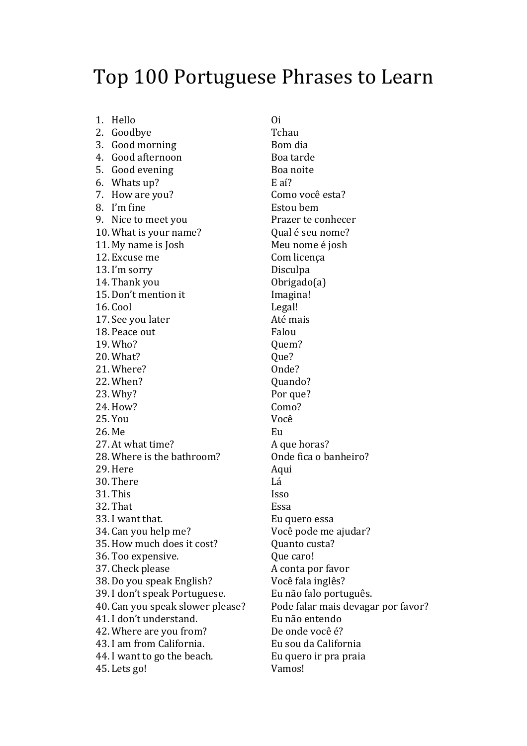# Top 100 Portuguese Phrases to Learn

1. Hello — Oi
2. Goodbye — Tchau
3. Good morning — Bom dia
4. Good afternoon — Boa tarde
5. Good evening — Boa noite
6. Whats up? — E aí?
7. How are you? — Como você esta?
8. I'm fine — Estou bem
9. Nice to meet you — Prazer te conhecer
10. What is your name? — Qual é seu nome?
11. My name is Josh — Meu nome é josh
12. Excuse me — Com licença
13. I'm sorry — Disculpa
14. Thank you — Obrigado(a)
15. Don't mention it — Imagina!
16. Cool — Legal!
17. See you later — Até mais
18. Peace out — Falou
19. Who? — Quem?
20. What? — Que?
21. Where? — Onde?
22. When? — Quando?
23. Why? — Por que?
24. How? — Como?
25. You — Você
26. Me — Eu
27. At what time? — A que horas?
28. Where is the bathroom? — Onde fica o banheiro?
29. Here — Aqui
30. There — Lá
31. This — Isso
32. That — Essa
33. I want that. — Eu quero essa
34. Can you help me? — Você pode me ajudar?
35. How much does it cost? — Quanto custa?
36. Too expensive. — Que caro!
37. Check please — A conta por favor
38. Do you speak English? — Você fala inglês?
39. I don't speak Portuguese. — Eu não falo português.
40. Can you speak slower please? — Pode falar mais devagar por favor?
41. I don't understand. — Eu não entendo
42. Where are you from? — De onde você é?
43. I am from California. — Eu sou da California
44. I want to go the beach. — Eu quero ir pra praia
45. Lets go! — Vamos!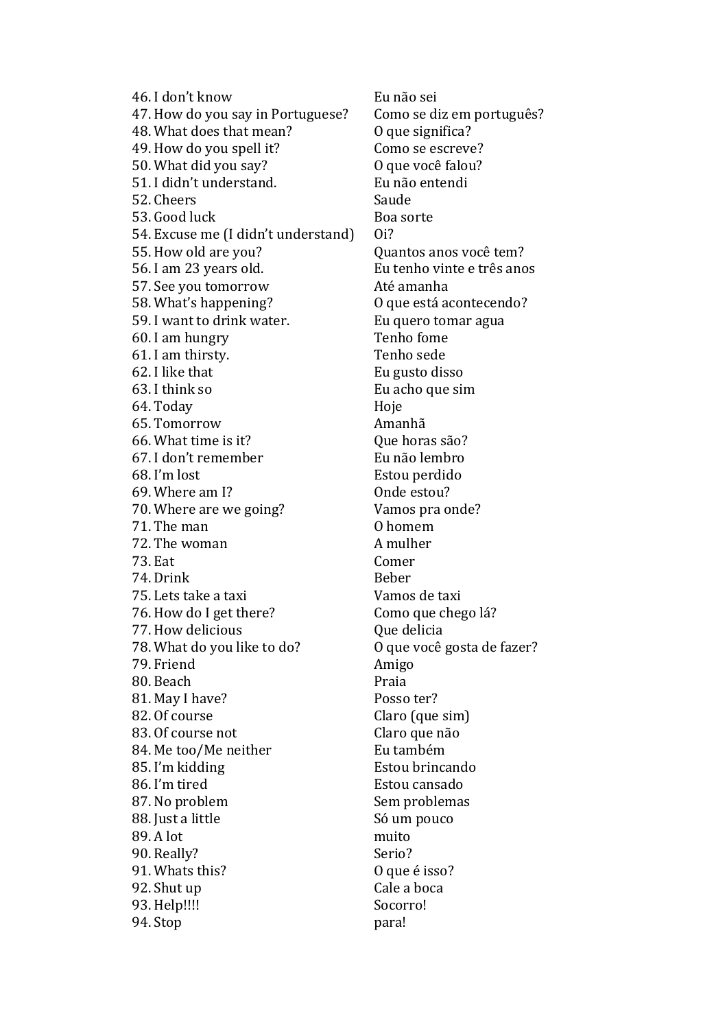46. I don't know — Eu não sei
47. How do you say in Portuguese? — Como se diz em português?
48. What does that mean? — O que significa?
49. How do you spell it? — Como se escreve?
50. What did you say? — O que você falou?
51. I didn't understand. — Eu não entendi
52. Cheers — Saude
53. Good luck — Boa sorte
54. Excuse me (I didn't understand) — Oi?
55. How old are you? — Quantos anos você tem?
56. I am 23 years old. — Eu tenho vinte e três anos
57. See you tomorrow — Até amanha
58. What's happening? — O que está acontecendo?
59. I want to drink water. — Eu quero tomar agua
60. I am hungry — Tenho fome
61. I am thirsty. — Tenho sede
62. I like that — Eu gusto disso
63. I think so — Eu acho que sim
64. Today — Hoje
65. Tomorrow — Amanhã
66. What time is it? — Que horas são?
67. I don't remember — Eu não lembro
68. I'm lost — Estou perdido
69. Where am I? — Onde estou?
70. Where are we going? — Vamos pra onde?
71. The man — O homem
72. The woman — A mulher
73. Eat — Comer
74. Drink — Beber
75. Lets take a taxi — Vamos de taxi
76. How do I get there? — Como que chego lá?
77. How delicious — Que delicia
78. What do you like to do? — O que você gosta de fazer?
79. Friend — Amigo
80. Beach — Praia
81. May I have? — Posso ter?
82. Of course — Claro (que sim)
83. Of course not — Claro que não
84. Me too/Me neither — Eu também
85. I'm kidding — Estou brincando
86. I'm tired — Estou cansado
87. No problem — Sem problemas
88. Just a little — Só um pouco
89. A lot — muito
90. Really? — Serio?
91. Whats this? — O que é isso?
92. Shut up — Cale a boca
93. Help!!!! — Socorro!
94. Stop — para!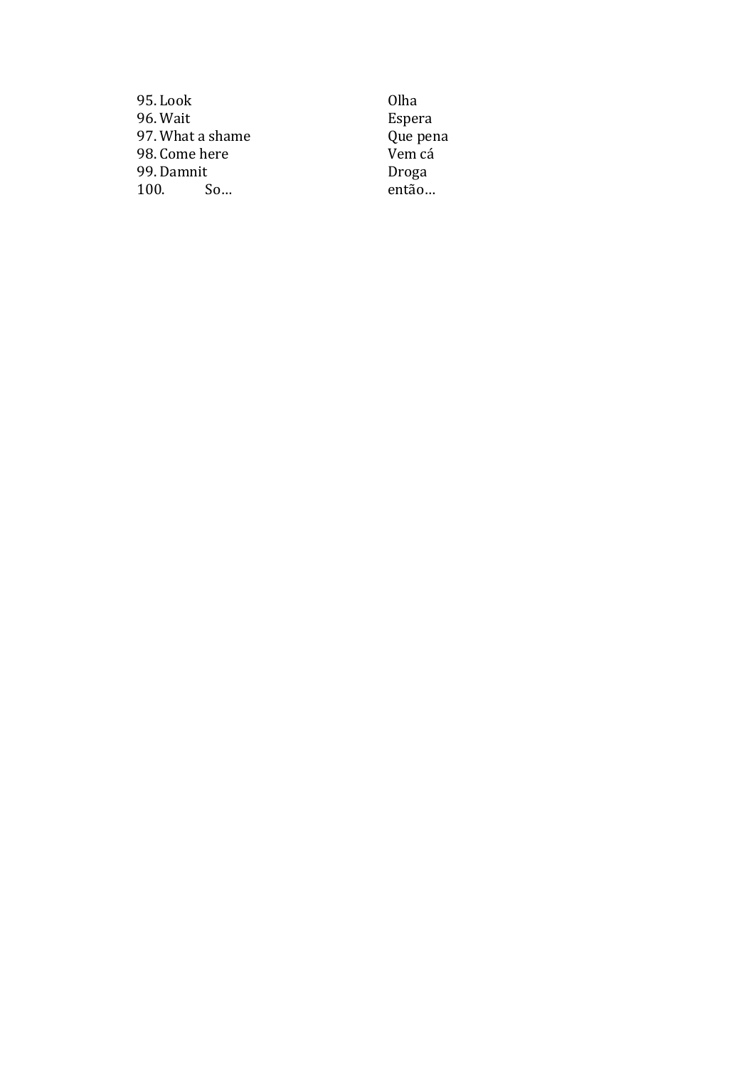| | |
|---|---|
| 95. Look | Olha |
| 96. Wait | Espera |
| 97. What a shame | Que pena |
| 98. Come here | Vem cá |
| 99. Damnit | Droga |
| 100. So… | então… |